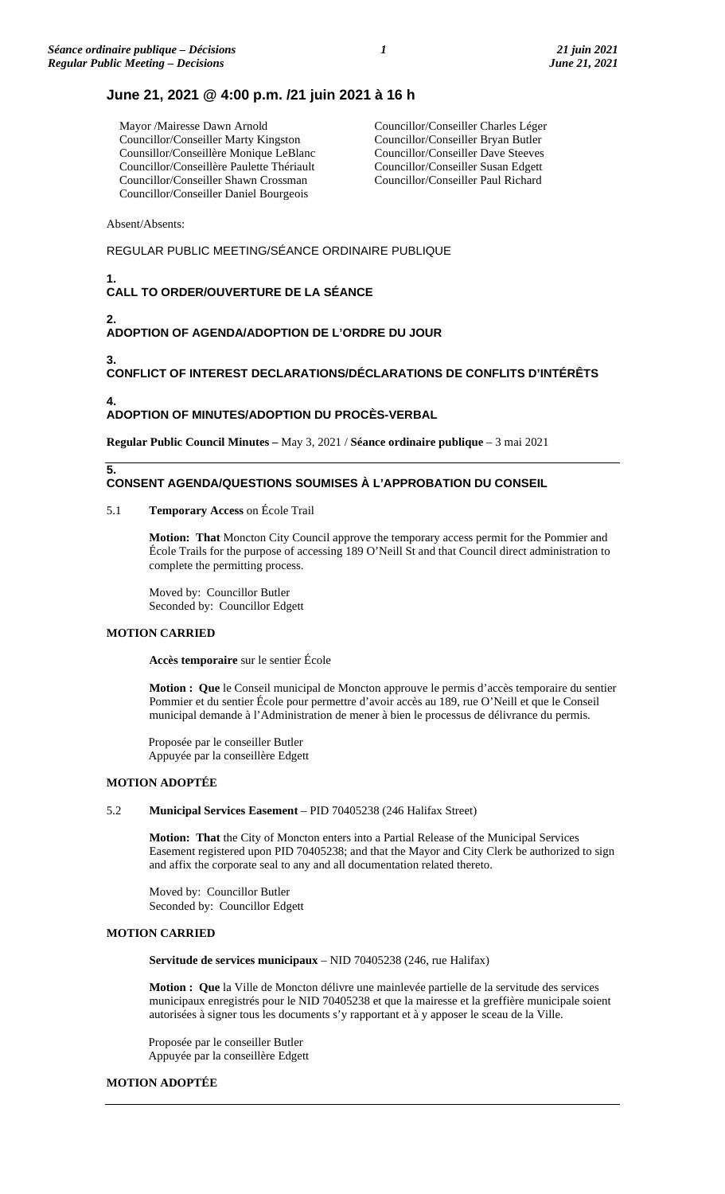## June 21, 2021 @ 4:00 p.m. /21 juin 2021 à 16 h

Mayor /Mairesse Dawn Arnold
Councillor/Conseiller Marty Kingston
Counsillor/Conseillère Monique LeBlanc
Councillor/Conseillère Paulette Thériault
Councillor/Conseiller Shawn Crossman
Councillor/Conseiller Daniel Bourgeois
Councillor/Conseiller Charles Léger
Councillor/Conseiller Bryan Butler
Councillor/Conseiller Dave Steeves
Councillor/Conseiller Susan Edgett
Councillor/Conseiller Paul Richard

Absent/Absents:

REGULAR PUBLIC MEETING/SÉANCE ORDINAIRE PUBLIQUE

**1.**
**CALL TO ORDER/OUVERTURE DE LA SÉANCE**

**2.**
**ADOPTION OF AGENDA/ADOPTION DE L'ORDRE DU JOUR**

**3.**
**CONFLICT OF INTEREST DECLARATIONS/DÉCLARATIONS DE CONFLITS D'INTÉRÊTS**

**4.**
**ADOPTION OF MINUTES/ADOPTION DU PROCÈS-VERBAL**

**Regular Public Council Minutes –** May 3, 2021 / **Séance ordinaire publique** – 3 mai 2021

---

**5.**
**CONSENT AGENDA/QUESTIONS SOUMISES À L'APPROBATION DU CONSEIL**

5.1 **Temporary Access** on École Trail

**Motion: That** Moncton City Council approve the temporary access permit for the Pommier and École Trails for the purpose of accessing 189 O'Neill St and that Council direct administration to complete the permitting process.

Moved by: Councillor Butler
Seconded by: Councillor Edgett

**MOTION CARRIED**

**Accès temporaire** sur le sentier École

**Motion : Que** le Conseil municipal de Moncton approuve le permis d'accès temporaire du sentier Pommier et du sentier École pour permettre d'avoir accès au 189, rue O'Neill et que le Conseil municipal demande à l'Administration de mener à bien le processus de délivrance du permis.

Proposée par le conseiller Butler
Appuyée par la conseillère Edgett

**MOTION ADOPTÉE**

5.2 **Municipal Services Easement** – PID 70405238 (246 Halifax Street)

**Motion: That** the City of Moncton enters into a Partial Release of the Municipal Services Easement registered upon PID 70405238; and that the Mayor and City Clerk be authorized to sign and affix the corporate seal to any and all documentation related thereto.

Moved by: Councillor Butler
Seconded by: Councillor Edgett

**MOTION CARRIED**

**Servitude de services municipaux** – NID 70405238 (246, rue Halifax)

**Motion : Que** la Ville de Moncton délivre une mainlevée partielle de la servitude des services municipaux enregistrés pour le NID 70405238 et que la mairesse et la greffière municipale soient autorisées à signer tous les documents s'y rapportant et à y apposer le sceau de la Ville.

Proposée par le conseiller Butler
Appuyée par la conseillère Edgett

**MOTION ADOPTÉE**

---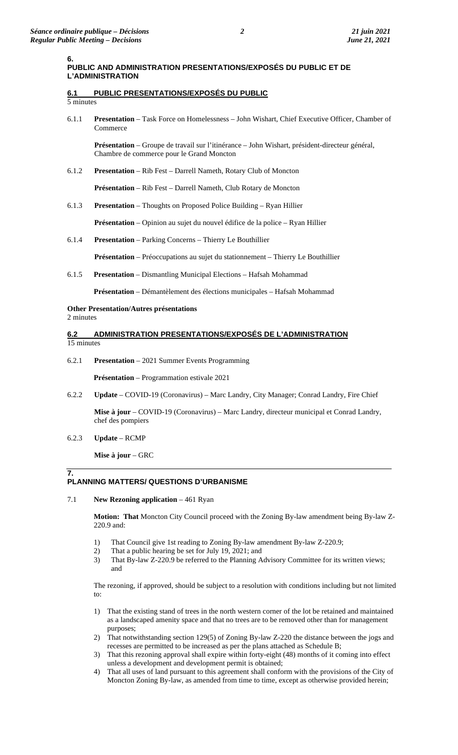**6.**
## PUBLIC AND ADMINISTRATION PRESENTATIONS/EXPOSÉS DU PUBLIC ET DE L'ADMINISTRATION

### 6.1 PUBLIC PRESENTATIONS/EXPOSÉS DU PUBLIC

5 minutes

6.1.1 **Presentation** – Task Force on Homelessness – John Wishart, Chief Executive Officer, Chamber of Commerce

**Présentation** – Groupe de travail sur l'itinérance – John Wishart, président-directeur général, Chambre de commerce pour le Grand Moncton

6.1.2 **Presentation** – Rib Fest – Darrell Nameth, Rotary Club of Moncton

**Présentation** – Rib Fest – Darrell Nameth, Club Rotary de Moncton

6.1.3 **Presentation** – Thoughts on Proposed Police Building – Ryan Hillier

**Présentation** – Opinion au sujet du nouvel édifice de la police – Ryan Hillier

6.1.4 **Presentation** – Parking Concerns – Thierry Le Bouthillier

**Présentation** – Préoccupations au sujet du stationnement – Thierry Le Bouthillier

6.1.5 **Presentation** – Dismantling Municipal Elections – Hafsah Mohammad

**Présentation** – Démantèlement des élections municipales – Hafsah Mohammad

**Other Presentation/Autres présentations**

2 minutes

### 6.2 ADMINISTRATION PRESENTATIONS/EXPOSÉS DE L'ADMINISTRATION

15 minutes

6.2.1 **Presentation** – 2021 Summer Events Programming

**Présentation** – Programmation estivale 2021

6.2.2 **Update** – COVID-19 (Coronavirus) – Marc Landry, City Manager; Conrad Landry, Fire Chief

**Mise à jour** – COVID-19 (Coronavirus) – Marc Landry, directeur municipal et Conrad Landry, chef des pompiers

6.2.3 **Update** – RCMP

**Mise à jour** – GRC

**7.**
## PLANNING MATTERS/ QUESTIONS D'URBANISME

7.1 **New Rezoning application** – 461 Ryan

**Motion: That** Moncton City Council proceed with the Zoning By-law amendment being By-law Z-220.9 and:

1) That Council give 1st reading to Zoning By-law amendment By-law Z-220.9;
2) That a public hearing be set for July 19, 2021; and
3) That By-law Z-220.9 be referred to the Planning Advisory Committee for its written views; and

The rezoning, if approved, should be subject to a resolution with conditions including but not limited to:

1) That the existing stand of trees in the north western corner of the lot be retained and maintained as a landscaped amenity space and that no trees are to be removed other than for management purposes;
2) That notwithstanding section 129(5) of Zoning By-law Z-220 the distance between the jogs and recesses are permitted to be increased as per the plans attached as Schedule B;
3) That this rezoning approval shall expire within forty-eight (48) months of it coming into effect unless a development and development permit is obtained;
4) That all uses of land pursuant to this agreement shall conform with the provisions of the City of Moncton Zoning By-law, as amended from time to time, except as otherwise provided herein;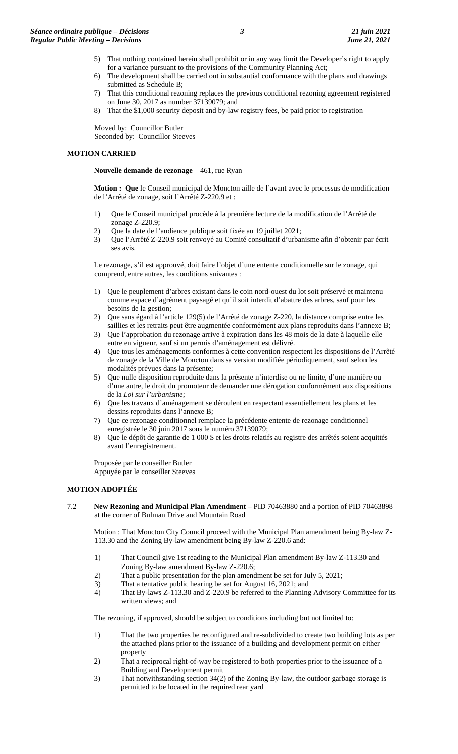5) That nothing contained herein shall prohibit or in any way limit the Developer's right to apply for a variance pursuant to the provisions of the Community Planning Act;
6) The development shall be carried out in substantial conformance with the plans and drawings submitted as Schedule B;
7) That this conditional rezoning replaces the previous conditional rezoning agreement registered on June 30, 2017 as number 37139079; and
8) That the $1,000 security deposit and by-law registry fees, be paid prior to registration

Moved by: Councillor Butler
Seconded by: Councillor Steeves

**MOTION CARRIED**

**Nouvelle demande de rezonage** – 461, rue Ryan

**Motion : Que** le Conseil municipal de Moncton aille de l'avant avec le processus de modification de l'Arrêté de zonage, soit l'Arrêté Z-220.9 et :

1) Que le Conseil municipal procède à la première lecture de la modification de l'Arrêté de zonage Z-220.9;
2) Que la date de l'audience publique soit fixée au 19 juillet 2021;
3) Que l'Arrêté Z-220.9 soit renvoyé au Comité consultatif d'urbanisme afin d'obtenir par écrit ses avis.

Le rezonage, s'il est approuvé, doit faire l'objet d'une entente conditionnelle sur le zonage, qui comprend, entre autres, les conditions suivantes :

1) Que le peuplement d'arbres existant dans le coin nord-ouest du lot soit préservé et maintenu comme espace d'agrément paysagé et qu'il soit interdit d'abattre des arbres, sauf pour les besoins de la gestion;
2) Que sans égard à l'article 129(5) de l'Arrêté de zonage Z-220, la distance comprise entre les saillies et les retraits peut être augmentée conformément aux plans reproduits dans l'annexe B;
3) Que l'approbation du rezonage arrive à expiration dans les 48 mois de la date à laquelle elle entre en vigueur, sauf si un permis d'aménagement est délivré.
4) Que tous les aménagements conformes à cette convention respectent les dispositions de l'Arrêté de zonage de la Ville de Moncton dans sa version modifiée périodiquement, sauf selon les modalités prévues dans la présente;
5) Que nulle disposition reproduite dans la présente n'interdise ou ne limite, d'une manière ou d'une autre, le droit du promoteur de demander une dérogation conformément aux dispositions de la *Loi sur l'urbanisme*;
6) Que les travaux d'aménagement se déroulent en respectant essentiellement les plans et les dessins reproduits dans l'annexe B;
7) Que ce rezonage conditionnel remplace la précédente entente de rezonage conditionnel enregistrée le 30 juin 2017 sous le numéro 37139079;
8) Que le dépôt de garantie de 1 000 $ et les droits relatifs au registre des arrêtés soient acquittés avant l'enregistrement.

Proposée par le conseiller Butler
Appuyée par le conseiller Steeves

**MOTION ADOPTÉE**

7.2 **New Rezoning and Municipal Plan Amendment –** PID 70463880 and a portion of PID 70463898 at the corner of Bulman Drive and Mountain Road

Motion : That Moncton City Council proceed with the Municipal Plan amendment being By-law Z-113.30 and the Zoning By-law amendment being By-law Z-220.6 and:

1) That Council give 1st reading to the Municipal Plan amendment By-law Z-113.30 and Zoning By-law amendment By-law Z-220.6;
2) That a public presentation for the plan amendment be set for July 5, 2021;
3) That a tentative public hearing be set for August 16, 2021; and
4) That By-laws Z-113.30 and Z-220.9 be referred to the Planning Advisory Committee for its written views; and

The rezoning, if approved, should be subject to conditions including but not limited to:

1) That the two properties be reconfigured and re-subdivided to create two building lots as per the attached plans prior to the issuance of a building and development permit on either property
2) That a reciprocal right-of-way be registered to both properties prior to the issuance of a Building and Development permit
3) That notwithstanding section 34(2) of the Zoning By-law, the outdoor garbage storage is permitted to be located in the required rear yard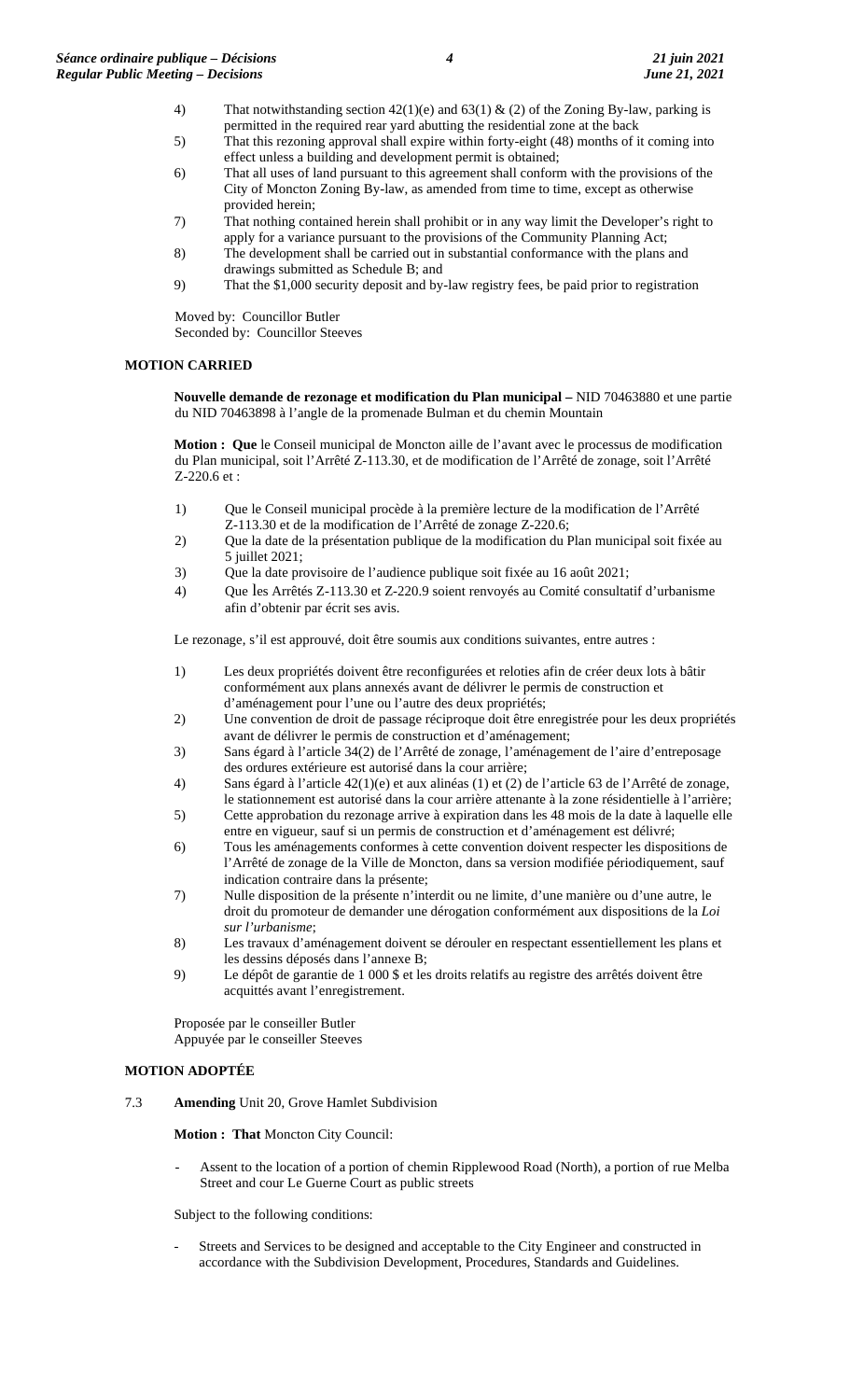4) That notwithstanding section 42(1)(e) and 63(1) & (2) of the Zoning By-law, parking is permitted in the required rear yard abutting the residential zone at the back
5) That this rezoning approval shall expire within forty-eight (48) months of it coming into effect unless a building and development permit is obtained;
6) That all uses of land pursuant to this agreement shall conform with the provisions of the City of Moncton Zoning By-law, as amended from time to time, except as otherwise provided herein;
7) That nothing contained herein shall prohibit or in any way limit the Developer's right to apply for a variance pursuant to the provisions of the Community Planning Act;
8) The development shall be carried out in substantial conformance with the plans and drawings submitted as Schedule B; and
9) That the $1,000 security deposit and by-law registry fees, be paid prior to registration

Moved by: Councillor Butler
Seconded by: Councillor Steeves

**MOTION CARRIED**

**Nouvelle demande de rezonage et modification du Plan municipal –** NID 70463880 et une partie du NID 70463898 à l'angle de la promenade Bulman et du chemin Mountain

**Motion : Que** le Conseil municipal de Moncton aille de l'avant avec le processus de modification du Plan municipal, soit l'Arrêté Z-113.30, et de modification de l'Arrêté de zonage, soit l'Arrêté Z-220.6 et :

1) Que le Conseil municipal procède à la première lecture de la modification de l'Arrêté Z-113.30 et de la modification de l'Arrêté de zonage Z-220.6;
2) Que la date de la présentation publique de la modification du Plan municipal soit fixée au 5 juillet 2021;
3) Que la date provisoire de l'audience publique soit fixée au 16 août 2021;
4) Que les Arrêtés Z-113.30 et Z-220.9 soient renvoyés au Comité consultatif d'urbanisme afin d'obtenir par écrit ses avis.

Le rezonage, s'il est approuvé, doit être soumis aux conditions suivantes, entre autres :

1) Les deux propriétés doivent être reconfigurées et reloties afin de créer deux lots à bâtir conformément aux plans annexés avant de délivrer le permis de construction et d'aménagement pour l'une ou l'autre des deux propriétés;
2) Une convention de droit de passage réciproque doit être enregistrée pour les deux propriétés avant de délivrer le permis de construction et d'aménagement;
3) Sans égard à l'article 34(2) de l'Arrêté de zonage, l'aménagement de l'aire d'entreposage des ordures extérieure est autorisé dans la cour arrière;
4) Sans égard à l'article 42(1)(e) et aux alinéas (1) et (2) de l'article 63 de l'Arrêté de zonage, le stationnement est autorisé dans la cour arrière attenante à la zone résidentielle à l'arrière;
5) Cette approbation du rezonage arrive à expiration dans les 48 mois de la date à laquelle elle entre en vigueur, sauf si un permis de construction et d'aménagement est délivré;
6) Tous les aménagements conformes à cette convention doivent respecter les dispositions de l'Arrêté de zonage de la Ville de Moncton, dans sa version modifiée périodiquement, sauf indication contraire dans la présente;
7) Nulle disposition de la présente n'interdit ou ne limite, d'une manière ou d'une autre, le droit du promoteur de demander une dérogation conformément aux dispositions de la *Loi sur l'urbanisme*;
8) Les travaux d'aménagement doivent se dérouler en respectant essentiellement les plans et les dessins déposés dans l'annexe B;
9) Le dépôt de garantie de 1 000 $ et les droits relatifs au registre des arrêtés doivent être acquittés avant l'enregistrement.

Proposée par le conseiller Butler
Appuyée par le conseiller Steeves

**MOTION ADOPTÉE**

7.3 **Amending** Unit 20, Grove Hamlet Subdivision

**Motion : That** Moncton City Council:

- Assent to the location of a portion of chemin Ripplewood Road (North), a portion of rue Melba Street and cour Le Guerne Court as public streets

Subject to the following conditions:

- Streets and Services to be designed and acceptable to the City Engineer and constructed in accordance with the Subdivision Development, Procedures, Standards and Guidelines.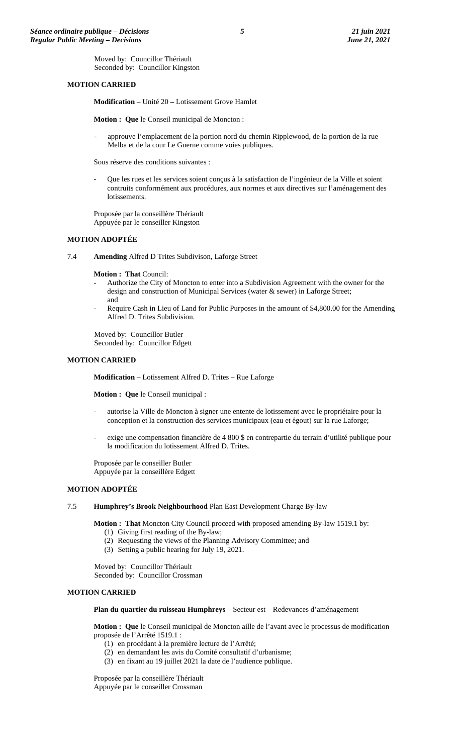Moved by: Councillor Thériault
Seconded by: Councillor Kingston

**MOTION CARRIED**

**Modification** – Unité 20 **–** Lotissement Grove Hamlet

**Motion : Que** le Conseil municipal de Moncton :

- approuve l'emplacement de la portion nord du chemin Ripplewood, de la portion de la rue Melba et de la cour Le Guerne comme voies publiques.

Sous réserve des conditions suivantes :

- Que les rues et les services soient conçus à la satisfaction de l'ingénieur de la Ville et soient contruits conformément aux procédures, aux normes et aux directives sur l'aménagement des lotissements.

Proposée par la conseillère Thériault
Appuyée par le conseiller Kingston

**MOTION ADOPTÉE**

7.4 **Amending** Alfred D Trites Subdivison, Laforge Street

**Motion : That** Council:

- Authorize the City of Moncton to enter into a Subdivision Agreement with the owner for the design and construction of Municipal Services (water & sewer) in Laforge Street; and
- Require Cash in Lieu of Land for Public Purposes in the amount of $4,800.00 for the Amending Alfred D. Trites Subdivision.

Moved by: Councillor Butler
Seconded by: Councillor Edgett

**MOTION CARRIED**

**Modification** – Lotissement Alfred D. Trites – Rue Laforge

**Motion : Que** le Conseil municipal :

- autorise la Ville de Moncton à signer une entente de lotissement avec le propriétaire pour la conception et la construction des services municipaux (eau et égout) sur la rue Laforge;
- exige une compensation financière de 4 800 $ en contrepartie du terrain d'utilité publique pour la modification du lotissement Alfred D. Trites.

Proposée par le conseiller Butler
Appuyée par la conseillère Edgett

**MOTION ADOPTÉE**

7.5 **Humphrey's Brook Neighbourhood** Plan East Development Charge By-law

**Motion : That** Moncton City Council proceed with proposed amending By-law 1519.1 by:

(1) Giving first reading of the By-law;
(2) Requesting the views of the Planning Advisory Committee; and
(3) Setting a public hearing for July 19, 2021.

Moved by: Councillor Thériault
Seconded by: Councillor Crossman

**MOTION CARRIED**

**Plan du quartier du ruisseau Humphreys** – Secteur est – Redevances d'aménagement

**Motion : Que** le Conseil municipal de Moncton aille de l'avant avec le processus de modification proposée de l'Arrêté 1519.1 :

(1) en procédant à la première lecture de l'Arrêté;
(2) en demandant les avis du Comité consultatif d'urbanisme;
(3) en fixant au 19 juillet 2021 la date de l'audience publique.

Proposée par la conseillère Thériault
Appuyée par le conseiller Crossman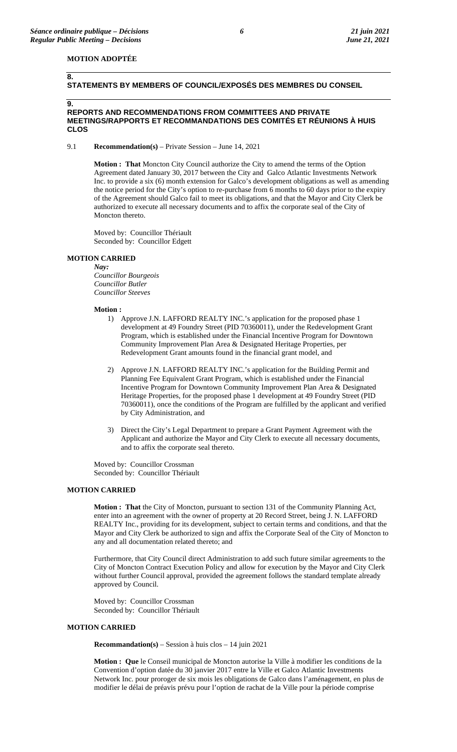**MOTION ADOPTÉE**

## 8. STATEMENTS BY MEMBERS OF COUNCIL/EXPOSÉS DES MEMBRES DU CONSEIL

## 9. REPORTS AND RECOMMENDATIONS FROM COMMITTEES AND PRIVATE MEETINGS/RAPPORTS ET RECOMMANDATIONS DES COMITÉS ET RÉUNIONS À HUIS CLOS

9.1 **Recommendation(s)** – Private Session – June 14, 2021

**Motion : That** Moncton City Council authorize the City to amend the terms of the Option Agreement dated January 30, 2017 between the City and Galco Atlantic Investments Network Inc. to provide a six (6) month extension for Galco's development obligations as well as amending the notice period for the City's option to re-purchase from 6 months to 60 days prior to the expiry of the Agreement should Galco fail to meet its obligations, and that the Mayor and City Clerk be authorized to execute all necessary documents and to affix the corporate seal of the City of Moncton thereto.

Moved by: Councillor Thériault
Seconded by: Councillor Edgett

**MOTION CARRIED**

***Nay:***
*Councillor Bourgeois*
*Councillor Butler*
*Councillor Steeves*

**Motion :**

1) Approve J.N. LAFFORD REALTY INC.'s application for the proposed phase 1 development at 49 Foundry Street (PID 70360011), under the Redevelopment Grant Program, which is established under the Financial Incentive Program for Downtown Community Improvement Plan Area & Designated Heritage Properties, per Redevelopment Grant amounts found in the financial grant model, and

2) Approve J.N. LAFFORD REALTY INC.'s application for the Building Permit and Planning Fee Equivalent Grant Program, which is established under the Financial Incentive Program for Downtown Community Improvement Plan Area & Designated Heritage Properties, for the proposed phase 1 development at 49 Foundry Street (PID 70360011), once the conditions of the Program are fulfilled by the applicant and verified by City Administration, and

3) Direct the City's Legal Department to prepare a Grant Payment Agreement with the Applicant and authorize the Mayor and City Clerk to execute all necessary documents, and to affix the corporate seal thereto.

Moved by: Councillor Crossman
Seconded by: Councillor Thériault

**MOTION CARRIED**

**Motion : That** the City of Moncton, pursuant to section 131 of the Community Planning Act, enter into an agreement with the owner of property at 20 Record Street, being J. N. LAFFORD REALTY Inc., providing for its development, subject to certain terms and conditions, and that the Mayor and City Clerk be authorized to sign and affix the Corporate Seal of the City of Moncton to any and all documentation related thereto; and

Furthermore, that City Council direct Administration to add such future similar agreements to the City of Moncton Contract Execution Policy and allow for execution by the Mayor and City Clerk without further Council approval, provided the agreement follows the standard template already approved by Council.

Moved by: Councillor Crossman
Seconded by: Councillor Thériault

**MOTION CARRIED**

**Recommandation(s)** – Session à huis clos – 14 juin 2021

**Motion : Que** le Conseil municipal de Moncton autorise la Ville à modifier les conditions de la Convention d'option datée du 30 janvier 2017 entre la Ville et Galco Atlantic Investments Network Inc. pour proroger de six mois les obligations de Galco dans l'aménagement, en plus de modifier le délai de préavis prévu pour l'option de rachat de la Ville pour la période comprise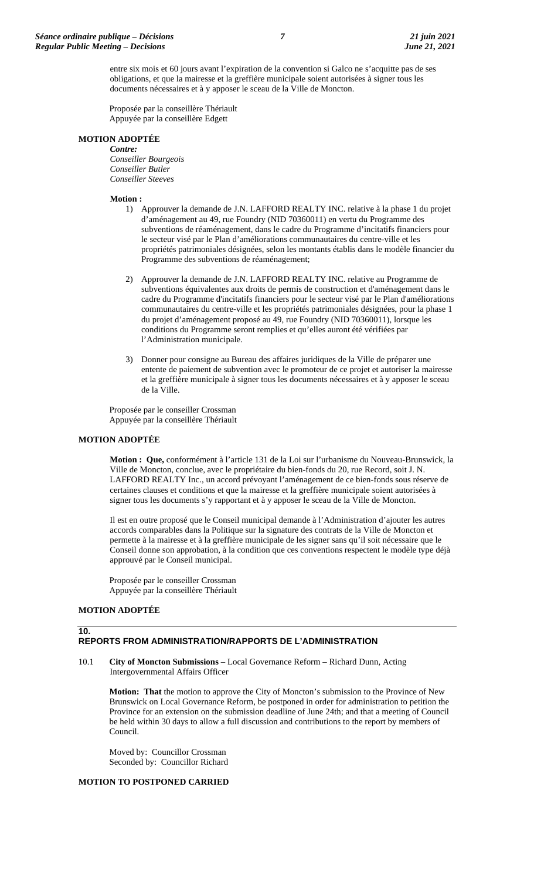entre six mois et 60 jours avant l'expiration de la convention si Galco ne s'acquitte pas de ses obligations, et que la mairesse et la greffière municipale soient autorisées à signer tous les documents nécessaires et à y apposer le sceau de la Ville de Moncton.

Proposée par la conseillère Thériault
Appuyée par la conseillère Edgett

**MOTION ADOPTÉE**

***Contre:***
*Conseiller Bourgeois*
*Conseiller Butler*
*Conseiller Steeves*

**Motion :**

1) Approuver la demande de J.N. LAFFORD REALTY INC. relative à la phase 1 du projet d'aménagement au 49, rue Foundry (NID 70360011) en vertu du Programme des subventions de réaménagement, dans le cadre du Programme d'incitatifs financiers pour le secteur visé par le Plan d'améliorations communautaires du centre-ville et les propriétés patrimoniales désignées, selon les montants établis dans le modèle financier du Programme des subventions de réaménagement;

2) Approuver la demande de J.N. LAFFORD REALTY INC. relative au Programme de subventions équivalentes aux droits de permis de construction et d'aménagement dans le cadre du Programme d'incitatifs financiers pour le secteur visé par le Plan d'améliorations communautaires du centre-ville et les propriétés patrimoniales désignées, pour la phase 1 du projet d'aménagement proposé au 49, rue Foundry (NID 70360011), lorsque les conditions du Programme seront remplies et qu'elles auront été vérifiées par l'Administration municipale.

3) Donner pour consigne au Bureau des affaires juridiques de la Ville de préparer une entente de paiement de subvention avec le promoteur de ce projet et autoriser la mairesse et la greffière municipale à signer tous les documents nécessaires et à y apposer le sceau de la Ville.

Proposée par le conseiller Crossman
Appuyée par la conseillère Thériault

**MOTION ADOPTÉE**

**Motion : Que,** conformément à l'article 131 de la Loi sur l'urbanisme du Nouveau-Brunswick, la Ville de Moncton, conclue, avec le propriétaire du bien-fonds du 20, rue Record, soit J. N. LAFFORD REALTY Inc., un accord prévoyant l'aménagement de ce bien-fonds sous réserve de certaines clauses et conditions et que la mairesse et la greffière municipale soient autorisées à signer tous les documents s'y rapportant et à y apposer le sceau de la Ville de Moncton.

Il est en outre proposé que le Conseil municipal demande à l'Administration d'ajouter les autres accords comparables dans la Politique sur la signature des contrats de la Ville de Moncton et permette à la mairesse et à la greffière municipale de les signer sans qu'il soit nécessaire que le Conseil donne son approbation, à la condition que ces conventions respectent le modèle type déjà approuvé par le Conseil municipal.

Proposée par le conseiller Crossman
Appuyée par la conseillère Thériault

**MOTION ADOPTÉE**

## 10. REPORTS FROM ADMINISTRATION/RAPPORTS DE L'ADMINISTRATION

10.1 **City of Moncton Submissions** – Local Governance Reform – Richard Dunn, Acting Intergovernmental Affairs Officer

**Motion: That** the motion to approve the City of Moncton's submission to the Province of New Brunswick on Local Governance Reform, be postponed in order for administration to petition the Province for an extension on the submission deadline of June 24th; and that a meeting of Council be held within 30 days to allow a full discussion and contributions to the report by members of Council.

Moved by: Councillor Crossman
Seconded by: Councillor Richard

**MOTION TO POSTPONED CARRIED**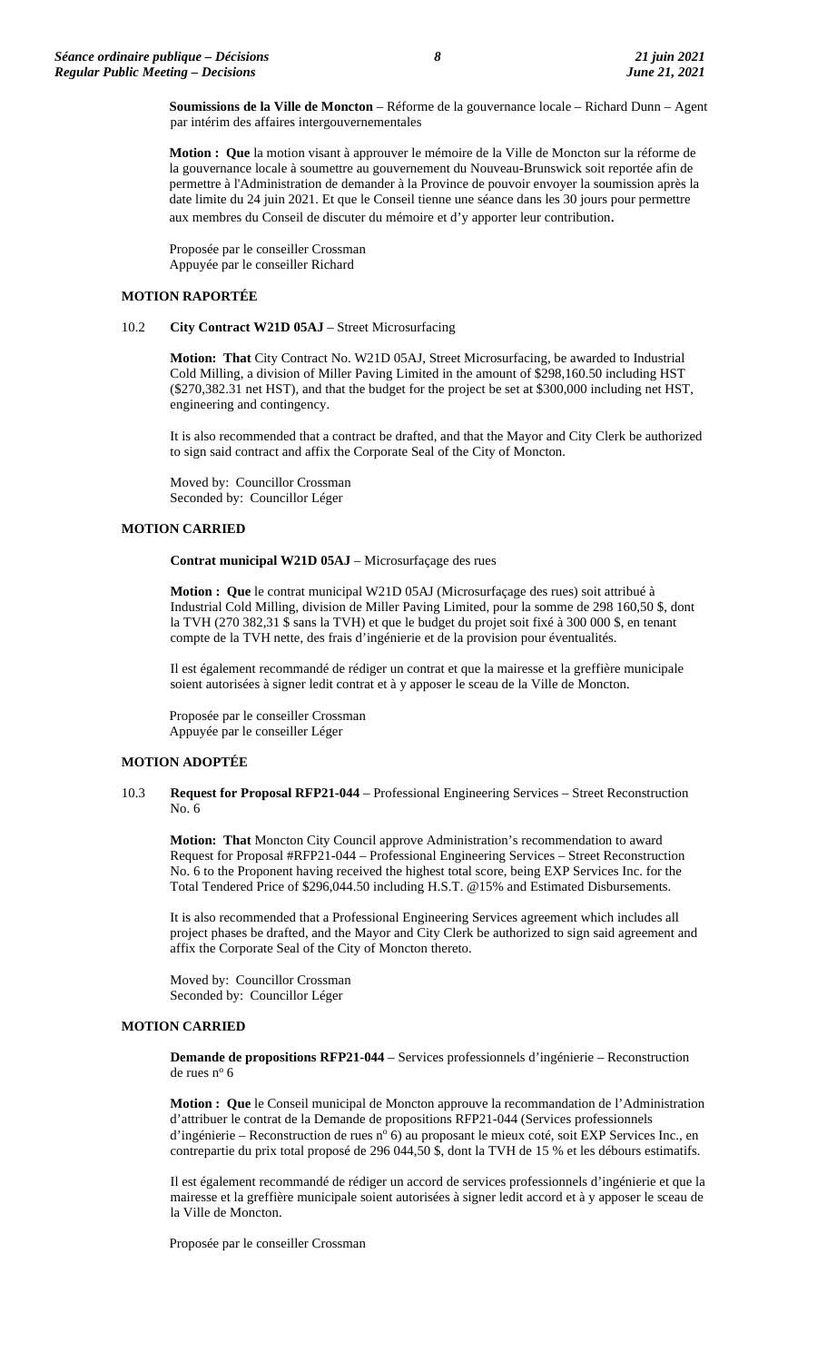**Soumissions de la Ville de Moncton** – Réforme de la gouvernance locale – Richard Dunn – Agent par intérim des affaires intergouvernementales

**Motion : Que** la motion visant à approuver le mémoire de la Ville de Moncton sur la réforme de la gouvernance locale à soumettre au gouvernement du Nouveau-Brunswick soit reportée afin de permettre à l'Administration de demander à la Province de pouvoir envoyer la soumission après la date limite du 24 juin 2021. Et que le Conseil tienne une séance dans les 30 jours pour permettre aux membres du Conseil de discuter du mémoire et d'y apporter leur contribution.

Proposée par le conseiller Crossman
Appuyée par le conseiller Richard

**MOTION RAPORTÉE**

10.2 **City Contract W21D 05AJ** – Street Microsurfacing

**Motion: That** City Contract No. W21D 05AJ, Street Microsurfacing, be awarded to Industrial Cold Milling, a division of Miller Paving Limited in the amount of $298,160.50 including HST ($270,382.31 net HST), and that the budget for the project be set at $300,000 including net HST, engineering and contingency.

It is also recommended that a contract be drafted, and that the Mayor and City Clerk be authorized to sign said contract and affix the Corporate Seal of the City of Moncton.

Moved by: Councillor Crossman
Seconded by: Councillor Léger

**MOTION CARRIED**

**Contrat municipal W21D 05AJ** – Microsurfaçage des rues

**Motion : Que** le contrat municipal W21D 05AJ (Microsurfaçage des rues) soit attribué à Industrial Cold Milling, division de Miller Paving Limited, pour la somme de 298 160,50 $, dont la TVH (270 382,31 $ sans la TVH) et que le budget du projet soit fixé à 300 000 $, en tenant compte de la TVH nette, des frais d'ingénierie et de la provision pour éventualités.

Il est également recommandé de rédiger un contrat et que la mairesse et la greffière municipale soient autorisées à signer ledit contrat et à y apposer le sceau de la Ville de Moncton.

Proposée par le conseiller Crossman
Appuyée par le conseiller Léger

**MOTION ADOPTÉE**

10.3 **Request for Proposal RFP21-044** – Professional Engineering Services – Street Reconstruction No. 6

**Motion: That** Moncton City Council approve Administration's recommendation to award Request for Proposal #RFP21-044 – Professional Engineering Services – Street Reconstruction No. 6 to the Proponent having received the highest total score, being EXP Services Inc. for the Total Tendered Price of $296,044.50 including H.S.T. @15% and Estimated Disbursements.

It is also recommended that a Professional Engineering Services agreement which includes all project phases be drafted, and the Mayor and City Clerk be authorized to sign said agreement and affix the Corporate Seal of the City of Moncton thereto.

Moved by: Councillor Crossman
Seconded by: Councillor Léger

**MOTION CARRIED**

**Demande de propositions RFP21-044** – Services professionnels d'ingénierie – Reconstruction de rues nº 6

**Motion : Que** le Conseil municipal de Moncton approuve la recommandation de l'Administration d'attribuer le contrat de la Demande de propositions RFP21-044 (Services professionnels d'ingénierie – Reconstruction de rues nº 6) au proposant le mieux coté, soit EXP Services Inc., en contrepartie du prix total proposé de 296 044,50 $, dont la TVH de 15 % et les débours estimatifs.

Il est également recommandé de rédiger un accord de services professionnels d'ingénierie et que la mairesse et la greffière municipale soient autorisées à signer ledit accord et à y apposer le sceau de la Ville de Moncton.

Proposée par le conseiller Crossman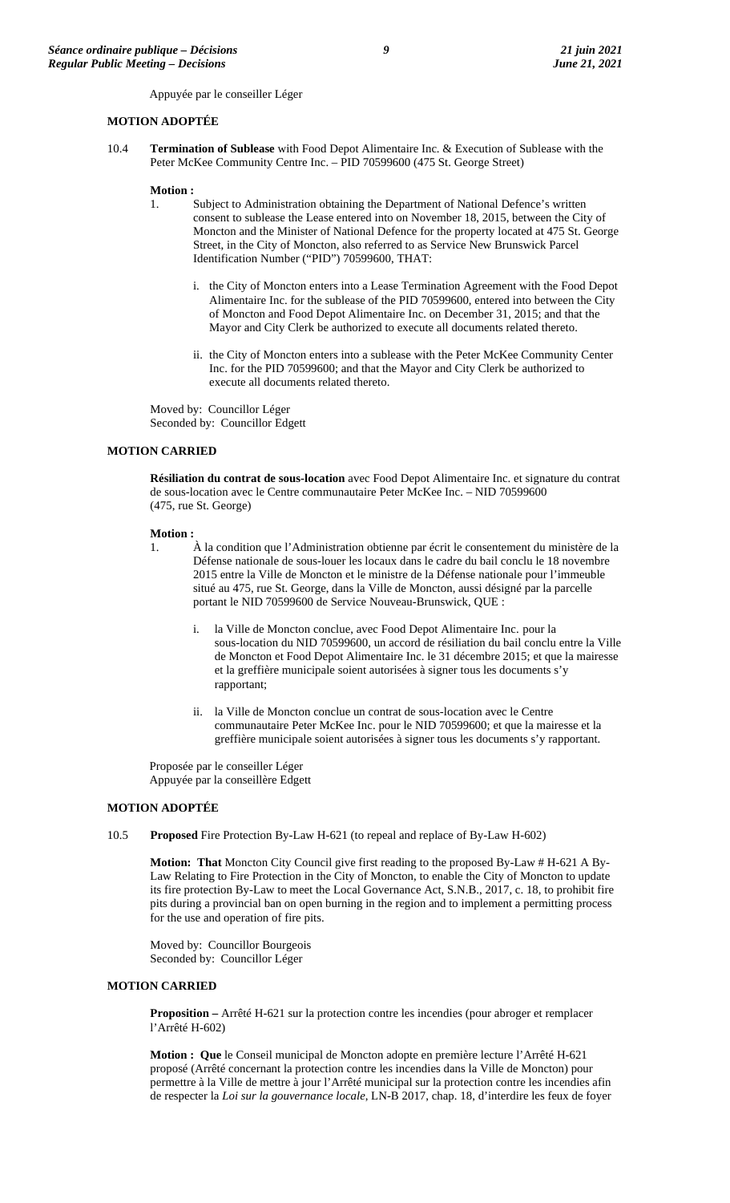Appuyée par le conseiller Léger

**MOTION ADOPTÉE**

10.4 **Termination of Sublease** with Food Depot Alimentaire Inc. & Execution of Sublease with the Peter McKee Community Centre Inc. – PID 70599600 (475 St. George Street)

**Motion :**

1. Subject to Administration obtaining the Department of National Defence's written consent to sublease the Lease entered into on November 18, 2015, between the City of Moncton and the Minister of National Defence for the property located at 475 St. George Street, in the City of Moncton, also referred to as Service New Brunswick Parcel Identification Number ("PID") 70599600, THAT:

   i. the City of Moncton enters into a Lease Termination Agreement with the Food Depot Alimentaire Inc. for the sublease of the PID 70599600, entered into between the City of Moncton and Food Depot Alimentaire Inc. on December 31, 2015; and that the Mayor and City Clerk be authorized to execute all documents related thereto.

   ii. the City of Moncton enters into a sublease with the Peter McKee Community Center Inc. for the PID 70599600; and that the Mayor and City Clerk be authorized to execute all documents related thereto.

Moved by: Councillor Léger
Seconded by: Councillor Edgett

**MOTION CARRIED**

**Résiliation du contrat de sous-location** avec Food Depot Alimentaire Inc. et signature du contrat de sous-location avec le Centre communautaire Peter McKee Inc. – NID 70599600 (475, rue St. George)

**Motion :**

1. À la condition que l'Administration obtienne par écrit le consentement du ministère de la Défense nationale de sous-louer les locaux dans le cadre du bail conclu le 18 novembre 2015 entre la Ville de Moncton et le ministre de la Défense nationale pour l'immeuble situé au 475, rue St. George, dans la Ville de Moncton, aussi désigné par la parcelle portant le NID 70599600 de Service Nouveau-Brunswick, QUE :

   i. la Ville de Moncton conclue, avec Food Depot Alimentaire Inc. pour la sous-location du NID 70599600, un accord de résiliation du bail conclu entre la Ville de Moncton et Food Depot Alimentaire Inc. le 31 décembre 2015; et que la mairesse et la greffière municipale soient autorisées à signer tous les documents s'y rapportant;

   ii. la Ville de Moncton conclue un contrat de sous-location avec le Centre communautaire Peter McKee Inc. pour le NID 70599600; et que la mairesse et la greffière municipale soient autorisées à signer tous les documents s'y rapportant.

Proposée par le conseiller Léger
Appuyée par la conseillère Edgett

**MOTION ADOPTÉE**

10.5 **Proposed** Fire Protection By-Law H-621 (to repeal and replace of By-Law H-602)

**Motion: That** Moncton City Council give first reading to the proposed By-Law # H-621 A By-Law Relating to Fire Protection in the City of Moncton, to enable the City of Moncton to update its fire protection By-Law to meet the Local Governance Act, S.N.B., 2017, c. 18, to prohibit fire pits during a provincial ban on open burning in the region and to implement a permitting process for the use and operation of fire pits.

Moved by: Councillor Bourgeois
Seconded by: Councillor Léger

**MOTION CARRIED**

**Proposition –** Arrêté H-621 sur la protection contre les incendies (pour abroger et remplacer l'Arrêté H-602)

**Motion : Que** le Conseil municipal de Moncton adopte en première lecture l'Arrêté H-621 proposé (Arrêté concernant la protection contre les incendies dans la Ville de Moncton) pour permettre à la Ville de mettre à jour l'Arrêté municipal sur la protection contre les incendies afin de respecter la *Loi sur la gouvernance locale*, LN-B 2017, chap. 18, d'interdire les feux de foyer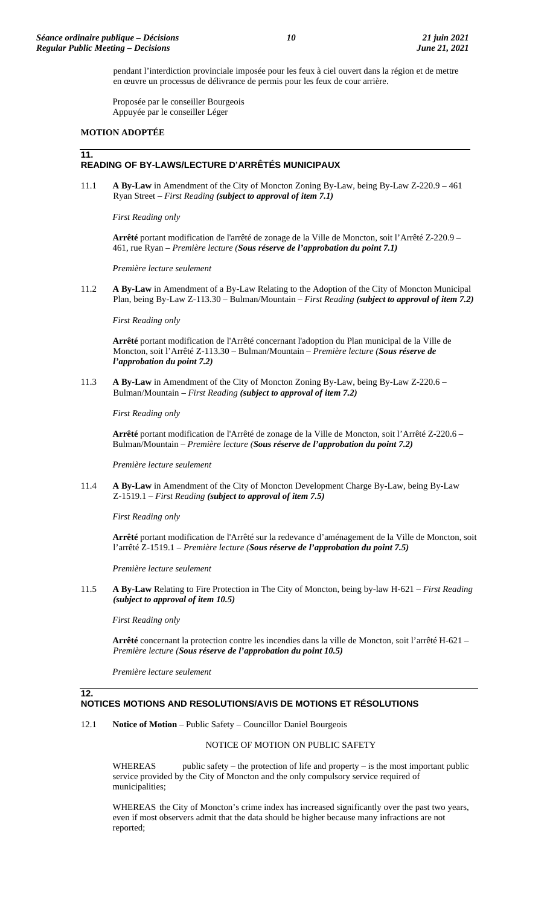pendant l'interdiction provinciale imposée pour les feux à ciel ouvert dans la région et de mettre en œuvre un processus de délivrance de permis pour les feux de cour arrière.

Proposée par le conseiller Bourgeois
Appuyée par le conseiller Léger

**MOTION ADOPTÉE**

## 11. READING OF BY-LAWS/LECTURE D'ARRÊTÉS MUNICIPAUX

11.1 **A By-Law** in Amendment of the City of Moncton Zoning By-Law, being By-Law Z-220.9 – 461 Ryan Street – *First Reading* ***(subject to approval of item 7.1)***

*First Reading only*

**Arrêté** portant modification de l'arrêté de zonage de la Ville de Moncton, soit l'Arrêté Z-220.9 – 461, rue Ryan – *Première lecture (****Sous réserve de l'approbation du point 7.1)***

*Première lecture seulement*

11.2 **A By-Law** in Amendment of a By-Law Relating to the Adoption of the City of Moncton Municipal Plan, being By-Law Z-113.30 – Bulman/Mountain – *First Reading* ***(subject to approval of item 7.2)***

*First Reading only*

**Arrêté** portant modification de l'Arrêté concernant l'adoption du Plan municipal de la Ville de Moncton, soit l'Arrêté Z-113.30 – Bulman/Mountain – *Première lecture (****Sous réserve de l'approbation du point 7.2)***

11.3 **A By-Law** in Amendment of the City of Moncton Zoning By-Law, being By-Law Z-220.6 – Bulman/Mountain – *First Reading* ***(subject to approval of item 7.2)***

*First Reading only*

**Arrêté** portant modification de l'Arrêté de zonage de la Ville de Moncton, soit l'Arrêté Z-220.6 – Bulman/Mountain – *Première lecture (****Sous réserve de l'approbation du point 7.2)***

*Première lecture seulement*

11.4 **A By-Law** in Amendment of the City of Moncton Development Charge By-Law, being By-Law Z-1519.1 – *First Reading* ***(subject to approval of item 7.5)***

*First Reading only*

**Arrêté** portant modification de l'Arrêté sur la redevance d'aménagement de la Ville de Moncton, soit l'arrêté Z-1519.1 – *Première lecture (****Sous réserve de l'approbation du point 7.5)***

*Première lecture seulement*

11.5 **A By-Law** Relating to Fire Protection in The City of Moncton, being by-law H-621 – *First Reading* ***(subject to approval of item 10.5)***

*First Reading only*

**Arrêté** concernant la protection contre les incendies dans la ville de Moncton, soit l'arrêté H-621 – *Première lecture (****Sous réserve de l'approbation du point 10.5)***

*Première lecture seulement*

## 12. NOTICES MOTIONS AND RESOLUTIONS/AVIS DE MOTIONS ET RÉSOLUTIONS

12.1 **Notice of Motion** – Public Safety – Councillor Daniel Bourgeois

NOTICE OF MOTION ON PUBLIC SAFETY

WHEREAS public safety – the protection of life and property – is the most important public service provided by the City of Moncton and the only compulsory service required of municipalities;

WHEREAS the City of Moncton's crime index has increased significantly over the past two years, even if most observers admit that the data should be higher because many infractions are not reported;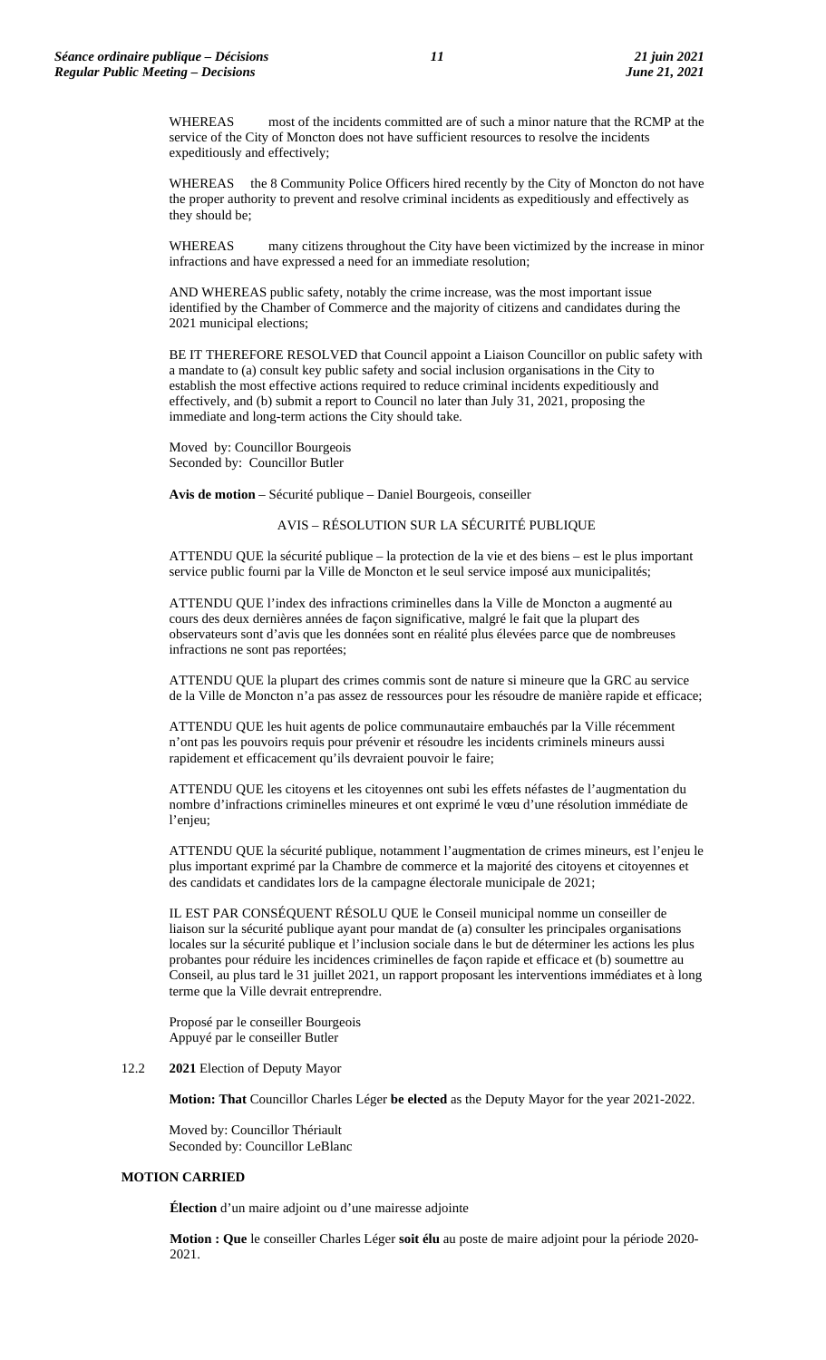WHEREAS most of the incidents committed are of such a minor nature that the RCMP at the service of the City of Moncton does not have sufficient resources to resolve the incidents expeditiously and effectively;

WHEREAS the 8 Community Police Officers hired recently by the City of Moncton do not have the proper authority to prevent and resolve criminal incidents as expeditiously and effectively as they should be;

WHEREAS many citizens throughout the City have been victimized by the increase in minor infractions and have expressed a need for an immediate resolution;

AND WHEREAS public safety, notably the crime increase, was the most important issue identified by the Chamber of Commerce and the majority of citizens and candidates during the 2021 municipal elections;

BE IT THEREFORE RESOLVED that Council appoint a Liaison Councillor on public safety with a mandate to (a) consult key public safety and social inclusion organisations in the City to establish the most effective actions required to reduce criminal incidents expeditiously and effectively, and (b) submit a report to Council no later than July 31, 2021, proposing the immediate and long-term actions the City should take.

Moved by: Councillor Bourgeois
Seconded by: Councillor Butler

**Avis de motion** – Sécurité publique – Daniel Bourgeois, conseiller

AVIS – RÉSOLUTION SUR LA SÉCURITÉ PUBLIQUE

ATTENDU QUE la sécurité publique – la protection de la vie et des biens – est le plus important service public fourni par la Ville de Moncton et le seul service imposé aux municipalités;

ATTENDU QUE l'index des infractions criminelles dans la Ville de Moncton a augmenté au cours des deux dernières années de façon significative, malgré le fait que la plupart des observateurs sont d'avis que les données sont en réalité plus élevées parce que de nombreuses infractions ne sont pas reportées;

ATTENDU QUE la plupart des crimes commis sont de nature si mineure que la GRC au service de la Ville de Moncton n'a pas assez de ressources pour les résoudre de manière rapide et efficace;

ATTENDU QUE les huit agents de police communautaire embauchés par la Ville récemment n'ont pas les pouvoirs requis pour prévenir et résoudre les incidents criminels mineurs aussi rapidement et efficacement qu'ils devraient pouvoir le faire;

ATTENDU QUE les citoyens et les citoyennes ont subi les effets néfastes de l'augmentation du nombre d'infractions criminelles mineures et ont exprimé le vœu d'une résolution immédiate de l'enjeu;

ATTENDU QUE la sécurité publique, notamment l'augmentation de crimes mineurs, est l'enjeu le plus important exprimé par la Chambre de commerce et la majorité des citoyens et citoyennes et des candidats et candidates lors de la campagne électorale municipale de 2021;

IL EST PAR CONSÉQUENT RÉSOLU QUE le Conseil municipal nomme un conseiller de liaison sur la sécurité publique ayant pour mandat de (a) consulter les principales organisations locales sur la sécurité publique et l'inclusion sociale dans le but de déterminer les actions les plus probantes pour réduire les incidences criminelles de façon rapide et efficace et (b) soumettre au Conseil, au plus tard le 31 juillet 2021, un rapport proposant les interventions immédiates et à long terme que la Ville devrait entreprendre.

Proposé par le conseiller Bourgeois
Appuyé par le conseiller Butler

12.2 **2021** Election of Deputy Mayor

**Motion: That** Councillor Charles Léger **be elected** as the Deputy Mayor for the year 2021-2022.

Moved by: Councillor Thériault
Seconded by: Councillor LeBlanc

**MOTION CARRIED**

**Élection** d'un maire adjoint ou d'une mairesse adjointe

**Motion : Que** le conseiller Charles Léger **soit élu** au poste de maire adjoint pour la période 2020-2021.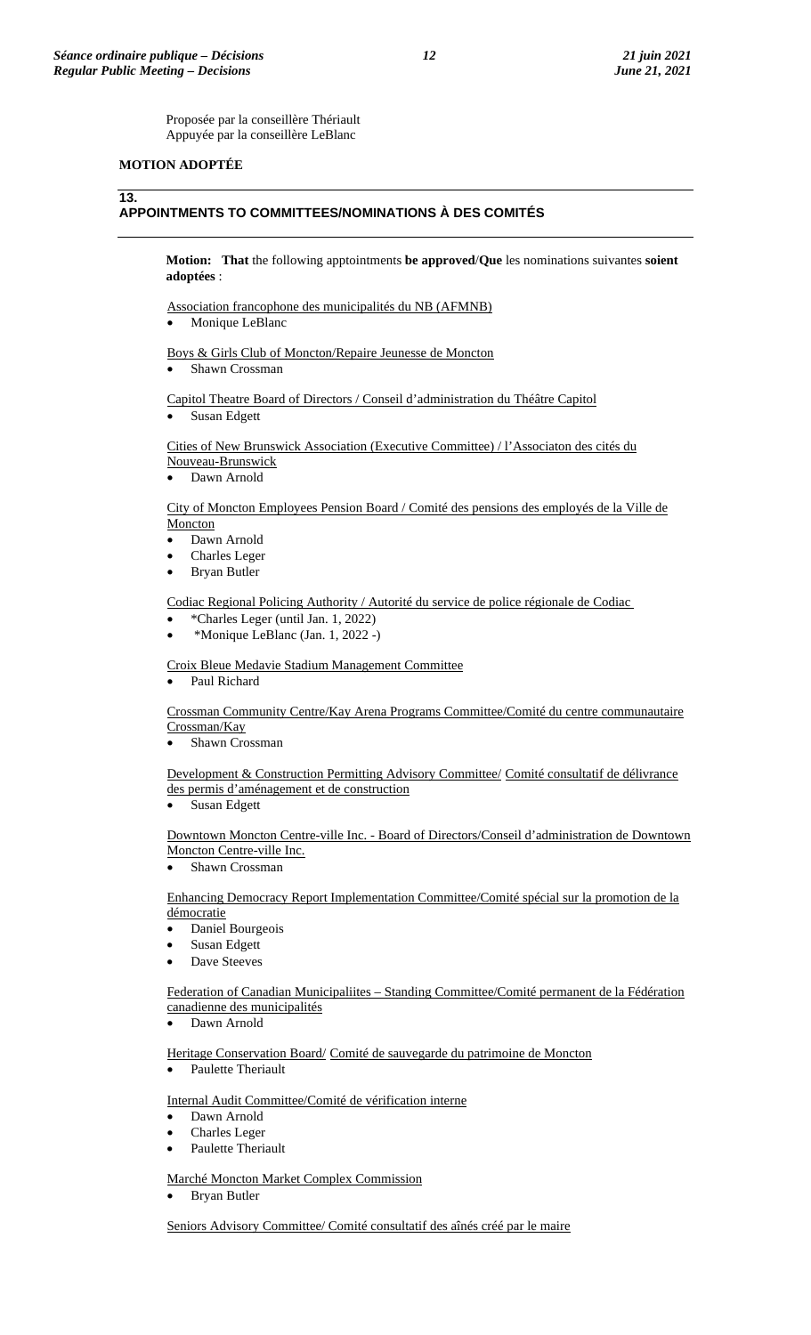Proposée par la conseillère Thériault
Appuyée par la conseillère LeBlanc

**MOTION ADOPTÉE**

## 13. APPOINTMENTS TO COMMITTEES/NOMINATIONS À DES COMITÉS

**Motion: That** the following apptointments **be approved**/**Que** les nominations suivantes **soient adoptées** :

Association francophone des municipalités du NB (AFMNB)

- Monique LeBlanc

Boys & Girls Club of Moncton/Repaire Jeunesse de Moncton

- Shawn Crossman

Capitol Theatre Board of Directors / Conseil d'administration du Théâtre Capitol

- Susan Edgett

Cities of New Brunswick Association (Executive Committee) / l'Associaton des cités du Nouveau-Brunswick

- Dawn Arnold

City of Moncton Employees Pension Board / Comité des pensions des employés de la Ville de Moncton

- Dawn Arnold
- Charles Leger
- Bryan Butler

Codiac Regional Policing Authority / Autorité du service de police régionale de Codiac

- *Charles Leger (until Jan. 1, 2022)
- *Monique LeBlanc (Jan. 1, 2022 -)

Croix Bleue Medavie Stadium Management Committee

- Paul Richard

Crossman Community Centre/Kay Arena Programs Committee/Comité du centre communautaire Crossman/Kay

- Shawn Crossman

Development & Construction Permitting Advisory Committee/ Comité consultatif de délivrance des permis d'aménagement et de construction

- Susan Edgett

Downtown Moncton Centre-ville Inc. - Board of Directors/Conseil d'administration de Downtown Moncton Centre-ville Inc.

- Shawn Crossman

Enhancing Democracy Report Implementation Committee/Comité spécial sur la promotion de la démocratie

- Daniel Bourgeois
- Susan Edgett
- Dave Steeves

Federation of Canadian Municipaliites – Standing Committee/Comité permanent de la Fédération canadienne des municipalités

- Dawn Arnold

Heritage Conservation Board/ Comité de sauvegarde du patrimoine de Moncton

- Paulette Theriault

Internal Audit Committee/Comité de vérification interne

- Dawn Arnold
- Charles Leger
- Paulette Theriault

Marché Moncton Market Complex Commission

- Bryan Butler

Seniors Advisory Committee/ Comité consultatif des aînés créé par le maire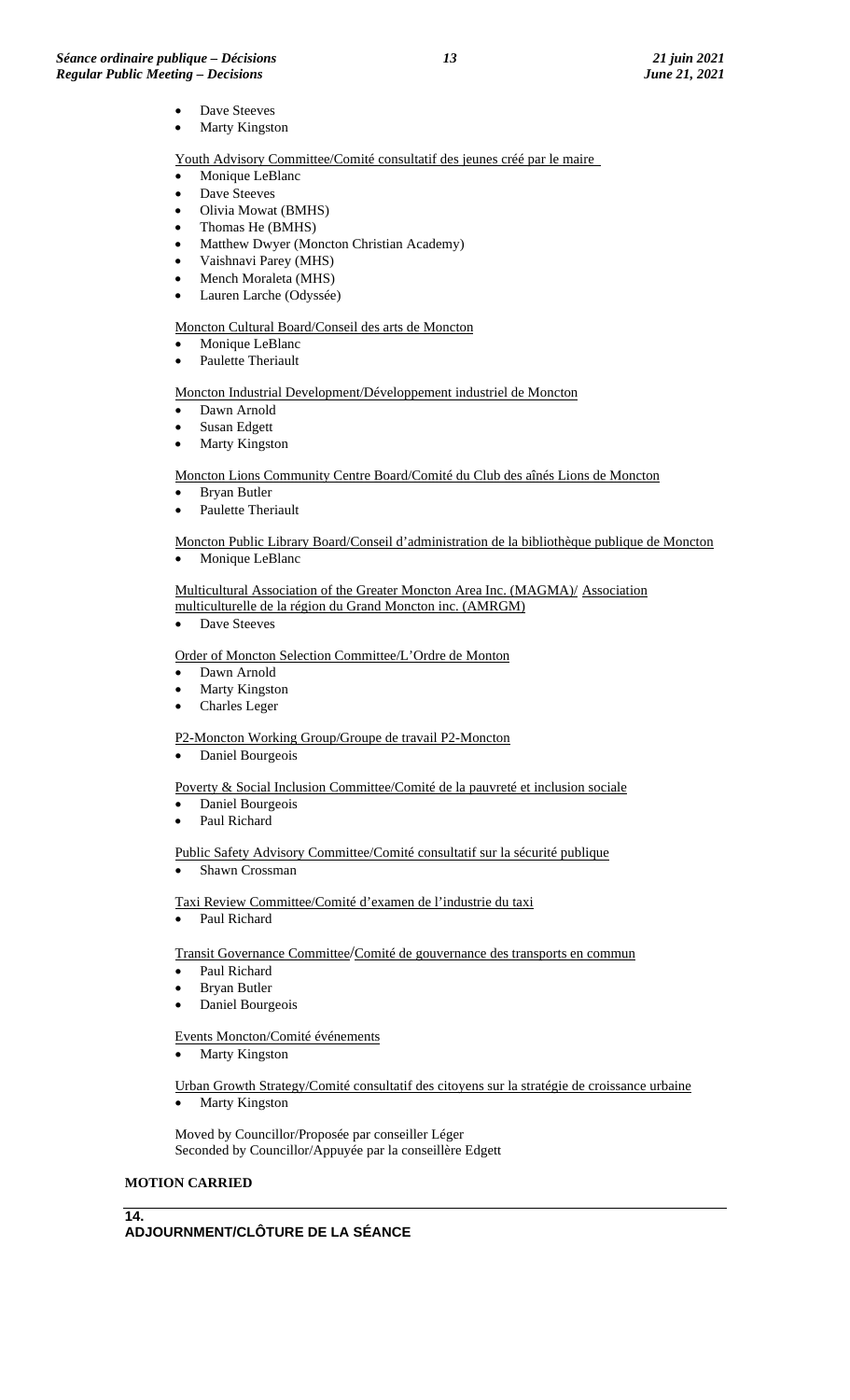- Dave Steeves
- Marty Kingston

Youth Advisory Committee/Comité consultatif des jeunes créé par le maire

- Monique LeBlanc
- Dave Steeves
- Olivia Mowat (BMHS)
- Thomas He (BMHS)
- Matthew Dwyer (Moncton Christian Academy)
- Vaishnavi Parey (MHS)
- Mench Moraleta (MHS)
- Lauren Larche (Odyssée)

Moncton Cultural Board/Conseil des arts de Moncton

- Monique LeBlanc
- Paulette Theriault

Moncton Industrial Development/Développement industriel de Moncton

- Dawn Arnold
- Susan Edgett
- Marty Kingston

Moncton Lions Community Centre Board/Comité du Club des aînés Lions de Moncton

- Bryan Butler
- Paulette Theriault

Moncton Public Library Board/Conseil d'administration de la bibliothèque publique de Moncton

- Monique LeBlanc

Multicultural Association of the Greater Moncton Area Inc. (MAGMA)/ Association multiculturelle de la région du Grand Moncton inc. (AMRGM)

- Dave Steeves

Order of Moncton Selection Committee/L'Ordre de Monton

- Dawn Arnold
- Marty Kingston
- Charles Leger

P2-Moncton Working Group/Groupe de travail P2-Moncton

- Daniel Bourgeois

Poverty & Social Inclusion Committee/Comité de la pauvreté et inclusion sociale

- Daniel Bourgeois
- Paul Richard

Public Safety Advisory Committee/Comité consultatif sur la sécurité publique

- Shawn Crossman

Taxi Review Committee/Comité d'examen de l'industrie du taxi

- Paul Richard

Transit Governance Committee/Comité de gouvernance des transports en commun

- Paul Richard
- Bryan Butler
- Daniel Bourgeois

Events Moncton/Comité événements

- Marty Kingston

Urban Growth Strategy/Comité consultatif des citoyens sur la stratégie de croissance urbaine

- Marty Kingston

Moved by Councillor/Proposée par conseiller Léger
Seconded by Councillor/Appuyée par la conseillère Edgett

**MOTION CARRIED**

## 14. ADJOURNMENT/CLÔTURE DE LA SÉANCE